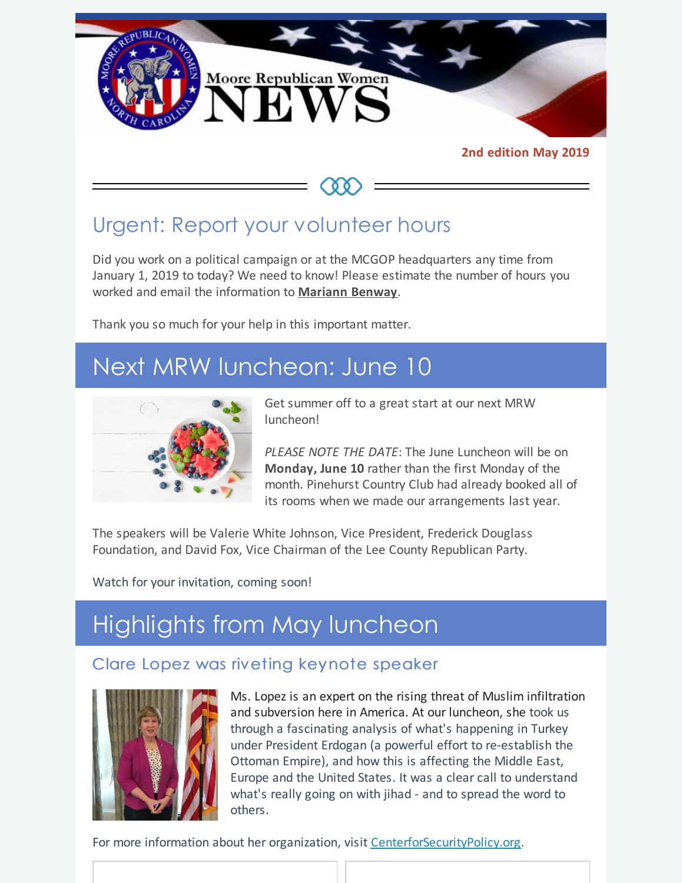# Moore Republican Women NEWS

**2nd edition May 2019**

## Urgent: Report your volunteer hours

Did you work on a political campaign or at the MCGOP headquarters any time from January 1, 2019 to today? We need to know! Please estimate the number of hours you worked and email the information to **Mariann Benway**.

Thank you so much for your help in this important matter.

## Next MRW luncheon: June 10

Get summer off to a great start at our next MRW luncheon!

*PLEASE NOTE THE DATE*: The June Luncheon will be on **Monday, June 10** rather than the first Monday of the month. Pinehurst Country Club had already booked all of its rooms when we made our arrangements last year.

The speakers will be Valerie White Johnson, Vice President, Frederick Douglass Foundation, and David Fox, Vice Chairman of the Lee County Republican Party.

Watch for your invitation, coming soon!

## Highlights from May luncheon

### Clare Lopez was riveting keynote speaker

Ms. Lopez is an expert on the rising threat of Muslim infiltration and subversion here in America. At our luncheon, she took us through a fascinating analysis of what's happening in Turkey under President Erdogan (a powerful effort to re-establish the Ottoman Empire), and how this is affecting the Middle East, Europe and the United States. It was a clear call to understand what's really going on with jihad - and to spread the word to others.

For more information about her organization, visit CenterforSecurityPolicy.org.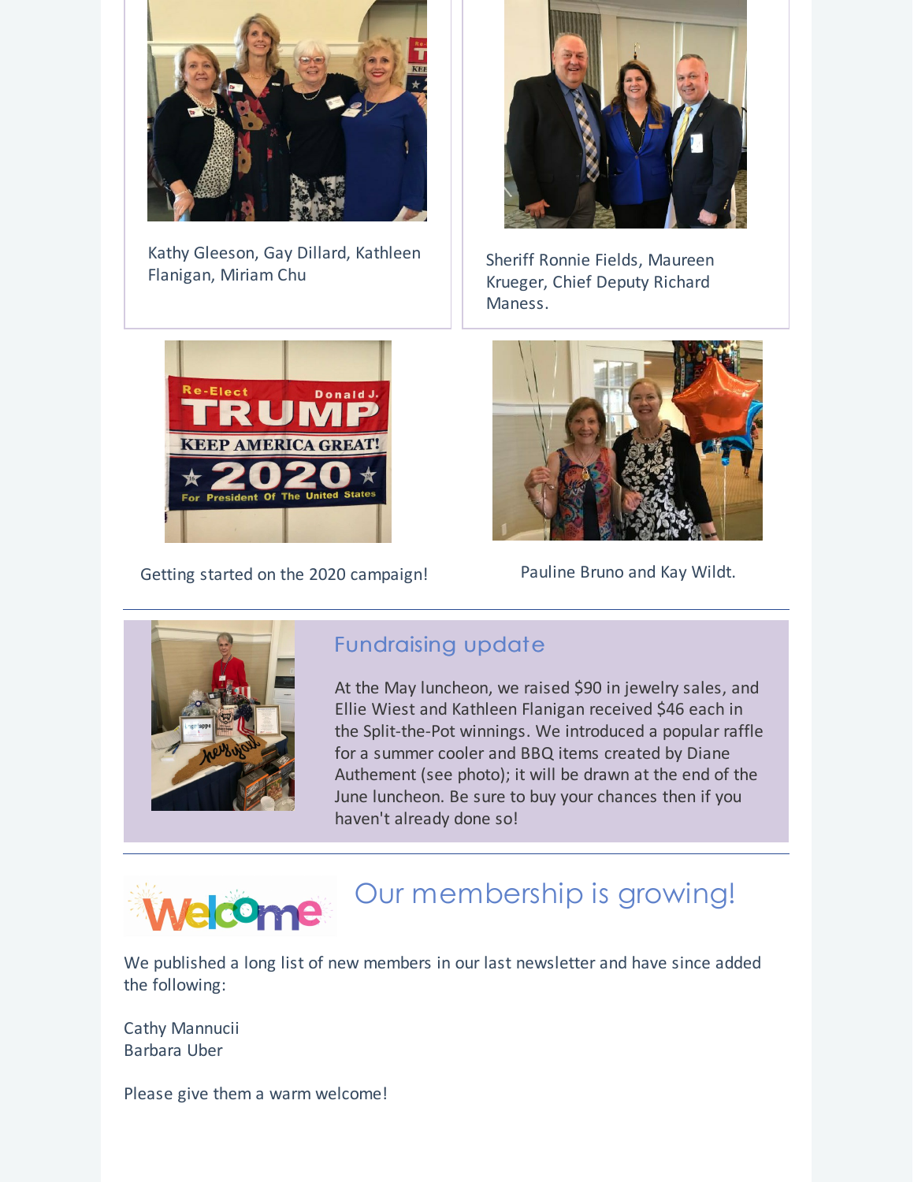Kathy Gleeson, Gay Dillard, Kathleen Flanigan, Miriam Chu

Sheriff Ronnie Fields, Maureen Krueger, Chief Deputy Richard Maness.

Getting started on the 2020 campaign!

Pauline Bruno and Kay Wildt.

---

## Fundraising update

At the May luncheon, we raised $90 in jewelry sales, and Ellie Wiest and Kathleen Flanigan received $46 each in the Split-the-Pot winnings. We introduced a popular raffle for a summer cooler and BBQ items created by Diane Authement (see photo); it will be drawn at the end of the June luncheon. Be sure to buy your chances then if you haven't already done so!

---

## Our membership is growing!

We published a long list of new members in our last newsletter and have since added the following:

Cathy Mannucii
Barbara Uber

Please give them a warm welcome!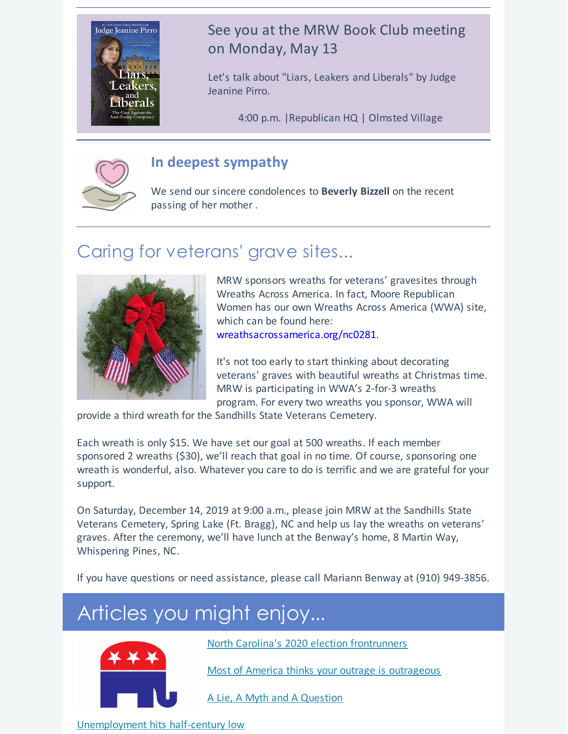## See you at the MRW Book Club meeting on Monday, May 13

Let's talk about "Liars, Leakers and Liberals" by Judge Jeanine Pirro.

4:00 p.m. |Republican HQ | Olmsted Village

---

## In deepest sympathy

We send our sincere condolences to **Beverly Bizzell** on the recent passing of her mother .

---

## Caring for veterans' grave sites...

MRW sponsors wreaths for veterans' gravesites through Wreaths Across America. In fact, Moore Republican Women has our own Wreaths Across America (WWA) site, which can be found here: wreathsacrossamerica.org/nc0281.

It's not too early to start thinking about decorating veterans' graves with beautiful wreaths at Christmas time. MRW is participating in WWA's 2-for-3 wreaths program. For every two wreaths you sponsor, WWA will provide a third wreath for the Sandhills State Veterans Cemetery.

Each wreath is only $15. We have set our goal at 500 wreaths. If each member sponsored 2 wreaths ($30), we'll reach that goal in no time. Of course, sponsoring one wreath is wonderful, also. Whatever you care to do is terrific and we are grateful for your support.

On Saturday, December 14, 2019 at 9:00 a.m., please join MRW at the Sandhills State Veterans Cemetery, Spring Lake (Ft. Bragg), NC and help us lay the wreaths on veterans' graves. After the ceremony, we'll have lunch at the Benway's home, 8 Martin Way, Whispering Pines, NC.

If you have questions or need assistance, please call Mariann Benway at (910) 949-3856.

## Articles you might enjoy...

North Carolina's 2020 election frontrunners

Most of America thinks your outrage is outrageous

A Lie, A Myth and A Question

Unemployment hits half-century low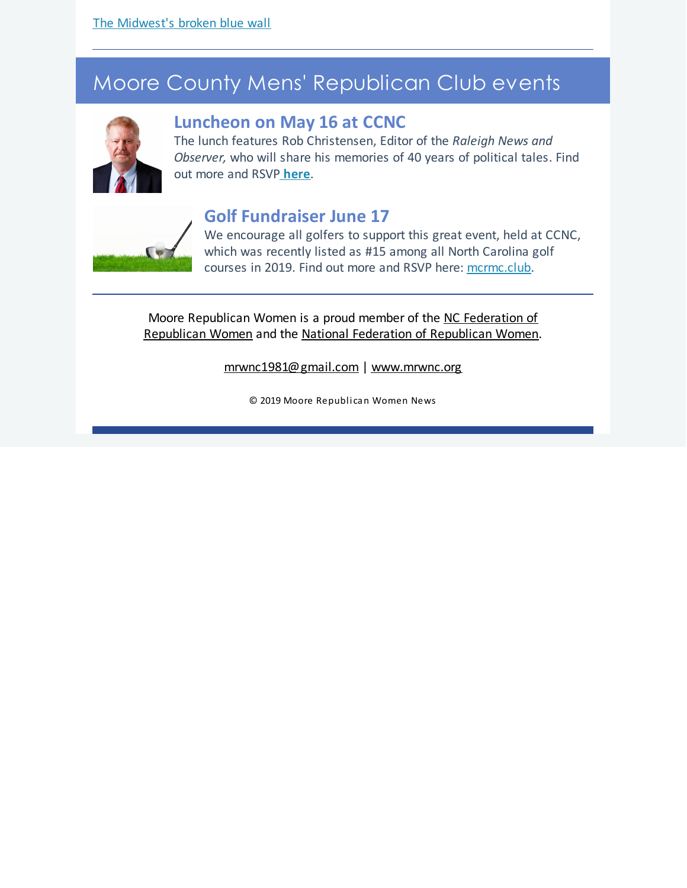The Midwest's broken blue wall

---

## Moore County Mens' Republican Club events

### Luncheon on May 16 at CCNC

The lunch features Rob Christensen, Editor of the *Raleigh News and Observer,* who will share his memories of 40 years of political tales. Find out more and RSVP **here**.

### Golf Fundraiser June 17

We encourage all golfers to support this great event, held at CCNC, which was recently listed as #15 among all North Carolina golf courses in 2019. Find out more and RSVP here: mcrmc.club.

---

Moore Republican Women is a proud member of the NC Federation of Republican Women and the National Federation of Republican Women.

mrwnc1981@gmail.com | www.mrwnc.org

© 2019 Moore Republican Women News